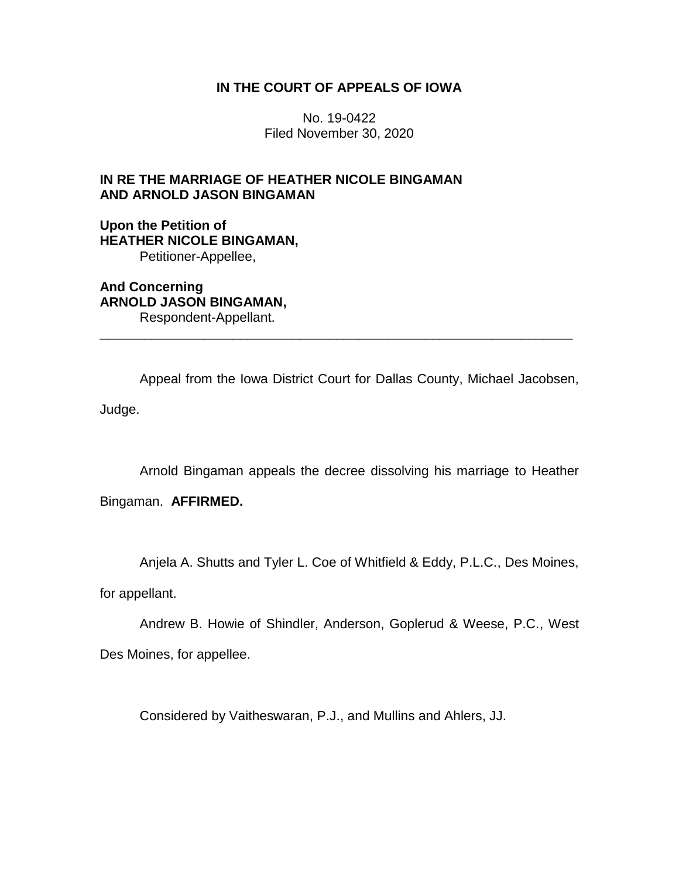**IN THE COURT OF APPEALS OF IOWA**

No. 19-0422
Filed November 30, 2020

**IN RE THE MARRIAGE OF HEATHER NICOLE BINGAMAN AND ARNOLD JASON BINGAMAN**

**Upon the Petition of**
**HEATHER NICOLE BINGAMAN,**
Petitioner-Appellee,

**And Concerning**
**ARNOLD JASON BINGAMAN,**
Respondent-Appellant.

---

Appeal from the Iowa District Court for Dallas County, Michael Jacobsen, Judge.

Arnold Bingaman appeals the decree dissolving his marriage to Heather Bingaman. **AFFIRMED.**

Anjela A. Shutts and Tyler L. Coe of Whitfield & Eddy, P.L.C., Des Moines, for appellant.

Andrew B. Howie of Shindler, Anderson, Goplerud & Weese, P.C., West Des Moines, for appellee.

Considered by Vaitheswaran, P.J., and Mullins and Ahlers, JJ.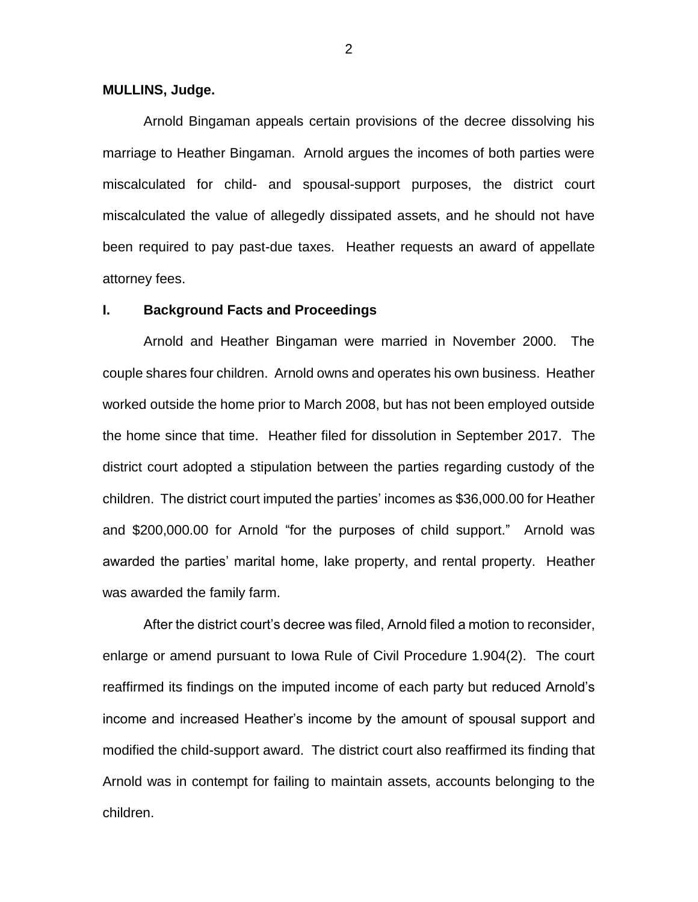**MULLINS, Judge.**

Arnold Bingaman appeals certain provisions of the decree dissolving his marriage to Heather Bingaman. Arnold argues the incomes of both parties were miscalculated for child- and spousal-support purposes, the district court miscalculated the value of allegedly dissipated assets, and he should not have been required to pay past-due taxes. Heather requests an award of appellate attorney fees.

## I. Background Facts and Proceedings

Arnold and Heather Bingaman were married in November 2000. The couple shares four children. Arnold owns and operates his own business. Heather worked outside the home prior to March 2008, but has not been employed outside the home since that time. Heather filed for dissolution in September 2017. The district court adopted a stipulation between the parties regarding custody of the children. The district court imputed the parties' incomes as \$36,000.00 for Heather and \$200,000.00 for Arnold "for the purposes of child support." Arnold was awarded the parties' marital home, lake property, and rental property. Heather was awarded the family farm.

After the district court's decree was filed, Arnold filed a motion to reconsider, enlarge or amend pursuant to Iowa Rule of Civil Procedure 1.904(2). The court reaffirmed its findings on the imputed income of each party but reduced Arnold's income and increased Heather's income by the amount of spousal support and modified the child-support award. The district court also reaffirmed its finding that Arnold was in contempt for failing to maintain assets, accounts belonging to the children.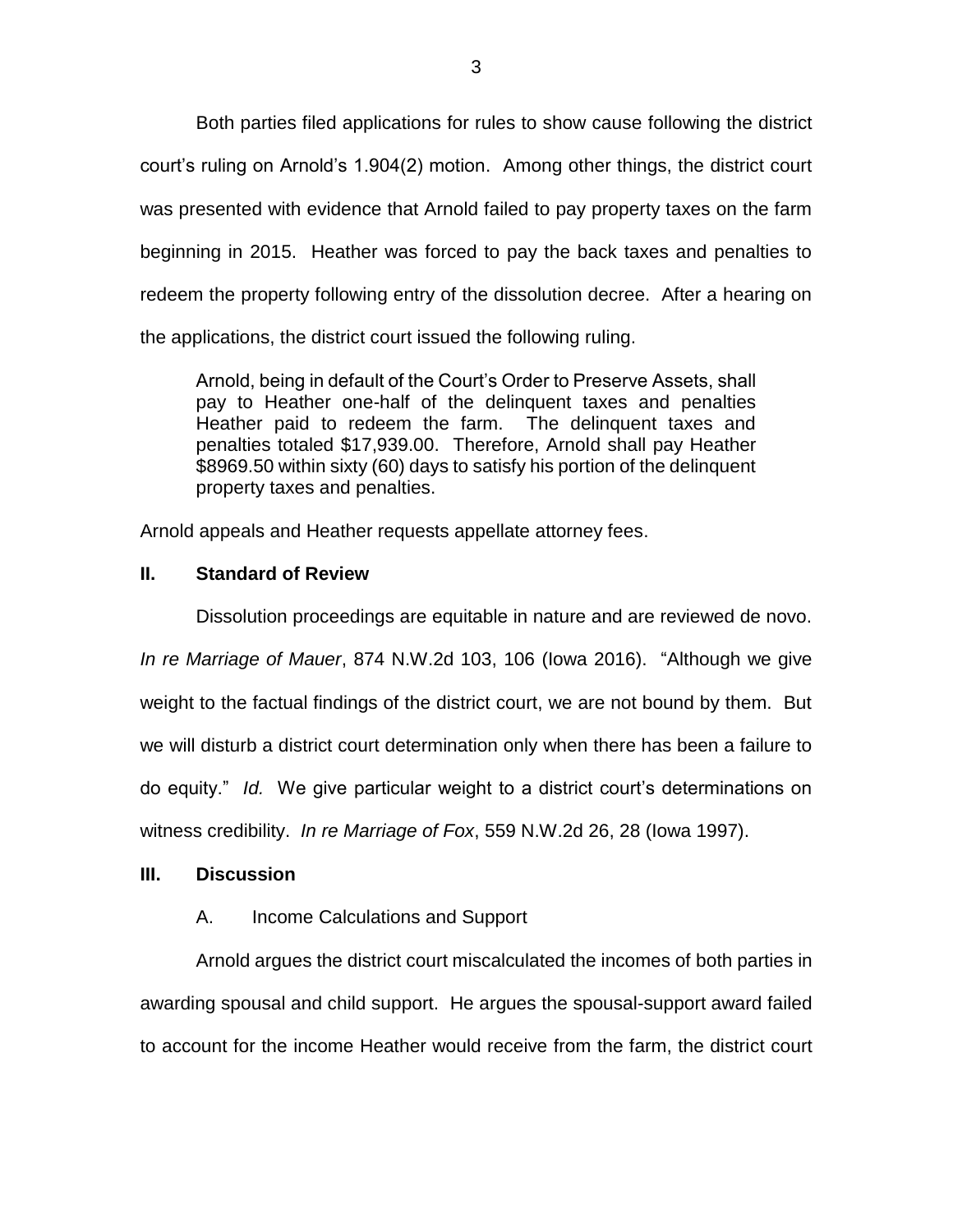Both parties filed applications for rules to show cause following the district court's ruling on Arnold's 1.904(2) motion. Among other things, the district court was presented with evidence that Arnold failed to pay property taxes on the farm beginning in 2015. Heather was forced to pay the back taxes and penalties to redeem the property following entry of the dissolution decree. After a hearing on the applications, the district court issued the following ruling.

> Arnold, being in default of the Court's Order to Preserve Assets, shall pay to Heather one-half of the delinquent taxes and penalties Heather paid to redeem the farm. The delinquent taxes and penalties totaled $17,939.00. Therefore, Arnold shall pay Heather $8969.50 within sixty (60) days to satisfy his portion of the delinquent property taxes and penalties.

Arnold appeals and Heather requests appellate attorney fees.

## II. Standard of Review

Dissolution proceedings are equitable in nature and are reviewed de novo. *In re Marriage of Mauer*, 874 N.W.2d 103, 106 (Iowa 2016). "Although we give weight to the factual findings of the district court, we are not bound by them. But we will disturb a district court determination only when there has been a failure to do equity." *Id.* We give particular weight to a district court's determinations on witness credibility. *In re Marriage of Fox*, 559 N.W.2d 26, 28 (Iowa 1997).

## III. Discussion

### A. Income Calculations and Support

Arnold argues the district court miscalculated the incomes of both parties in awarding spousal and child support. He argues the spousal-support award failed to account for the income Heather would receive from the farm, the district court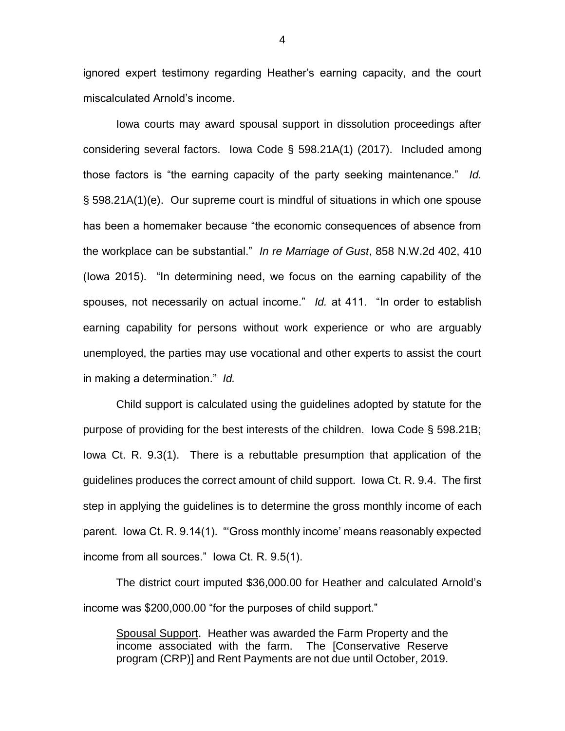ignored expert testimony regarding Heather's earning capacity, and the court miscalculated Arnold's income.

Iowa courts may award spousal support in dissolution proceedings after considering several factors. Iowa Code § 598.21A(1) (2017). Included among those factors is "the earning capacity of the party seeking maintenance." *Id.* § 598.21A(1)(e). Our supreme court is mindful of situations in which one spouse has been a homemaker because "the economic consequences of absence from the workplace can be substantial." *In re Marriage of Gust*, 858 N.W.2d 402, 410 (Iowa 2015). "In determining need, we focus on the earning capability of the spouses, not necessarily on actual income." *Id.* at 411. "In order to establish earning capability for persons without work experience or who are arguably unemployed, the parties may use vocational and other experts to assist the court in making a determination." *Id.*

Child support is calculated using the guidelines adopted by statute for the purpose of providing for the best interests of the children. Iowa Code § 598.21B; Iowa Ct. R. 9.3(1). There is a rebuttable presumption that application of the guidelines produces the correct amount of child support. Iowa Ct. R. 9.4. The first step in applying the guidelines is to determine the gross monthly income of each parent. Iowa Ct. R. 9.14(1). "'Gross monthly income' means reasonably expected income from all sources." Iowa Ct. R. 9.5(1).

The district court imputed $36,000.00 for Heather and calculated Arnold's income was $200,000.00 "for the purposes of child support."

> Spousal Support. Heather was awarded the Farm Property and the income associated with the farm. The [Conservative Reserve program (CRP)] and Rent Payments are not due until October, 2019.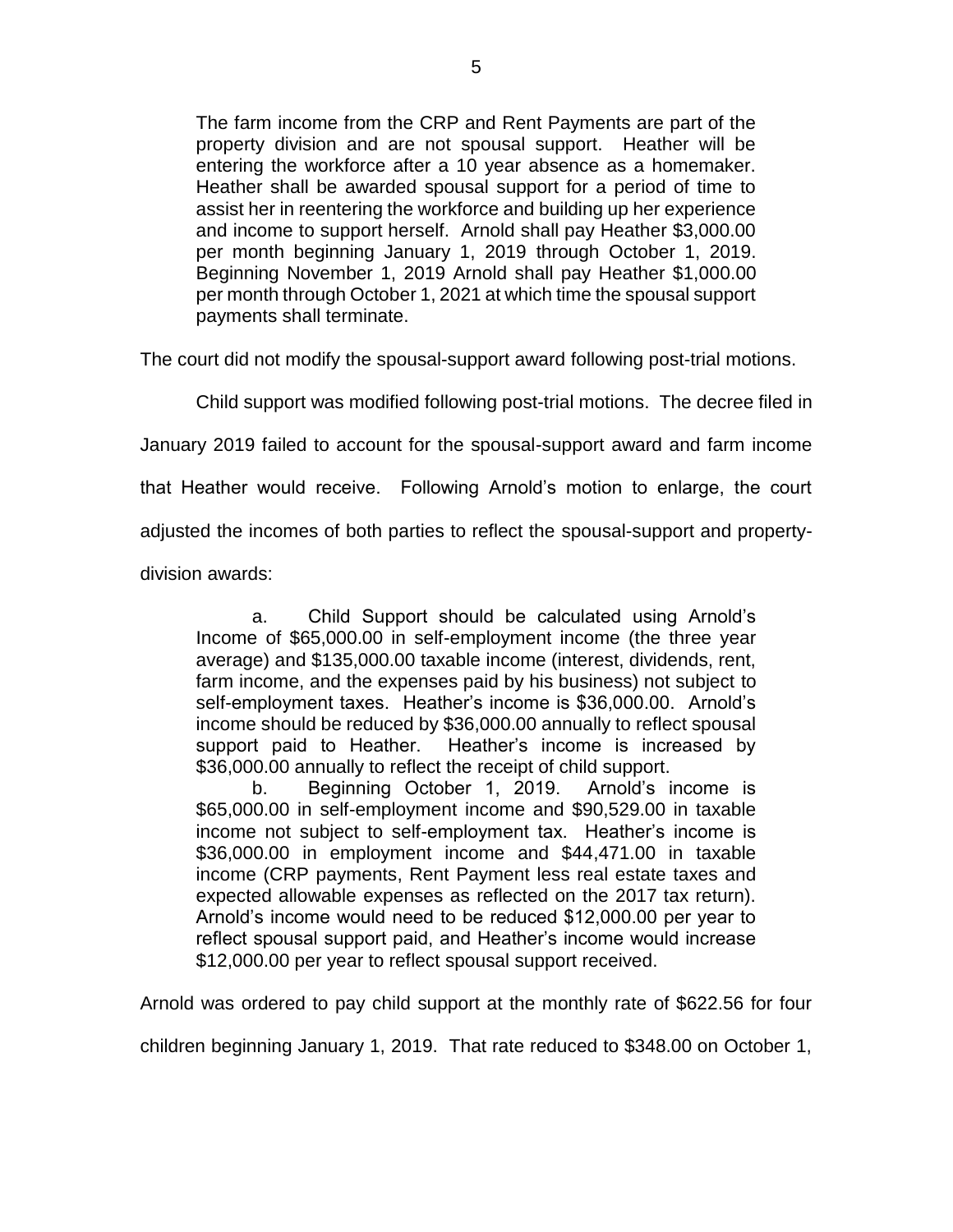> The farm income from the CRP and Rent Payments are part of the property division and are not spousal support. Heather will be entering the workforce after a 10 year absence as a homemaker. Heather shall be awarded spousal support for a period of time to assist her in reentering the workforce and building up her experience and income to support herself. Arnold shall pay Heather $3,000.00 per month beginning January 1, 2019 through October 1, 2019. Beginning November 1, 2019 Arnold shall pay Heather $1,000.00 per month through October 1, 2021 at which time the spousal support payments shall terminate.

The court did not modify the spousal-support award following post-trial motions.

Child support was modified following post-trial motions. The decree filed in January 2019 failed to account for the spousal-support award and farm income that Heather would receive. Following Arnold's motion to enlarge, the court adjusted the incomes of both parties to reflect the spousal-support and property-division awards:

> a. Child Support should be calculated using Arnold's Income of $65,000.00 in self-employment income (the three year average) and $135,000.00 taxable income (interest, dividends, rent, farm income, and the expenses paid by his business) not subject to self-employment taxes. Heather's income is $36,000.00. Arnold's income should be reduced by $36,000.00 annually to reflect spousal support paid to Heather. Heather's income is increased by $36,000.00 annually to reflect the receipt of child support.
>
> b. Beginning October 1, 2019. Arnold's income is $65,000.00 in self-employment income and $90,529.00 in taxable income not subject to self-employment tax. Heather's income is $36,000.00 in employment income and $44,471.00 in taxable income (CRP payments, Rent Payment less real estate taxes and expected allowable expenses as reflected on the 2017 tax return). Arnold's income would need to be reduced $12,000.00 per year to reflect spousal support paid, and Heather's income would increase $12,000.00 per year to reflect spousal support received.

Arnold was ordered to pay child support at the monthly rate of $622.56 for four children beginning January 1, 2019. That rate reduced to $348.00 on October 1,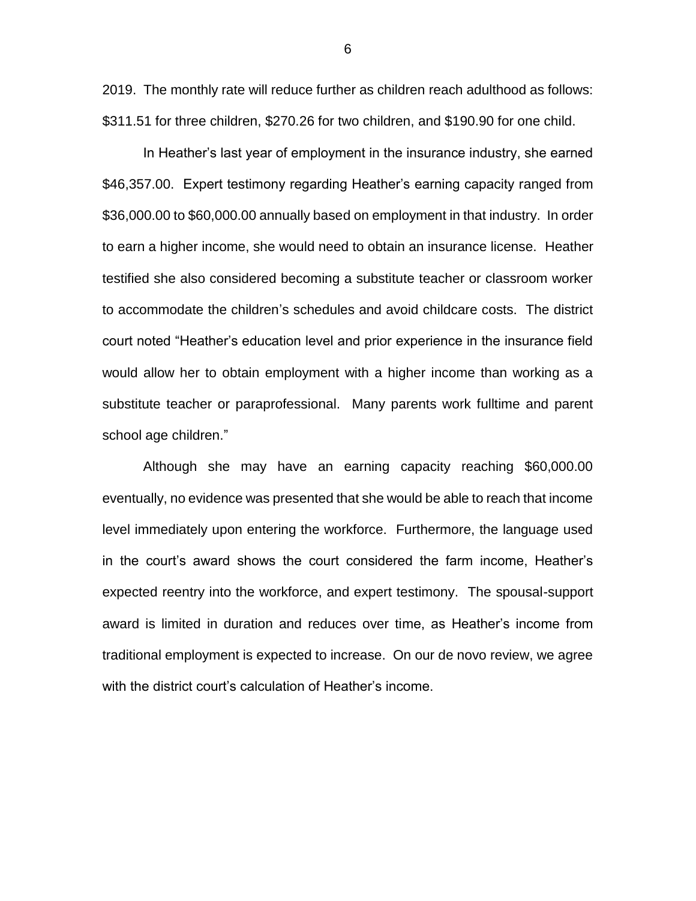2019. The monthly rate will reduce further as children reach adulthood as follows: $311.51 for three children, $270.26 for two children, and $190.90 for one child.

In Heather's last year of employment in the insurance industry, she earned $46,357.00. Expert testimony regarding Heather's earning capacity ranged from $36,000.00 to $60,000.00 annually based on employment in that industry. In order to earn a higher income, she would need to obtain an insurance license. Heather testified she also considered becoming a substitute teacher or classroom worker to accommodate the children's schedules and avoid childcare costs. The district court noted "Heather's education level and prior experience in the insurance field would allow her to obtain employment with a higher income than working as a substitute teacher or paraprofessional. Many parents work fulltime and parent school age children."

Although she may have an earning capacity reaching $60,000.00 eventually, no evidence was presented that she would be able to reach that income level immediately upon entering the workforce. Furthermore, the language used in the court's award shows the court considered the farm income, Heather's expected reentry into the workforce, and expert testimony. The spousal-support award is limited in duration and reduces over time, as Heather's income from traditional employment is expected to increase. On our de novo review, we agree with the district court's calculation of Heather's income.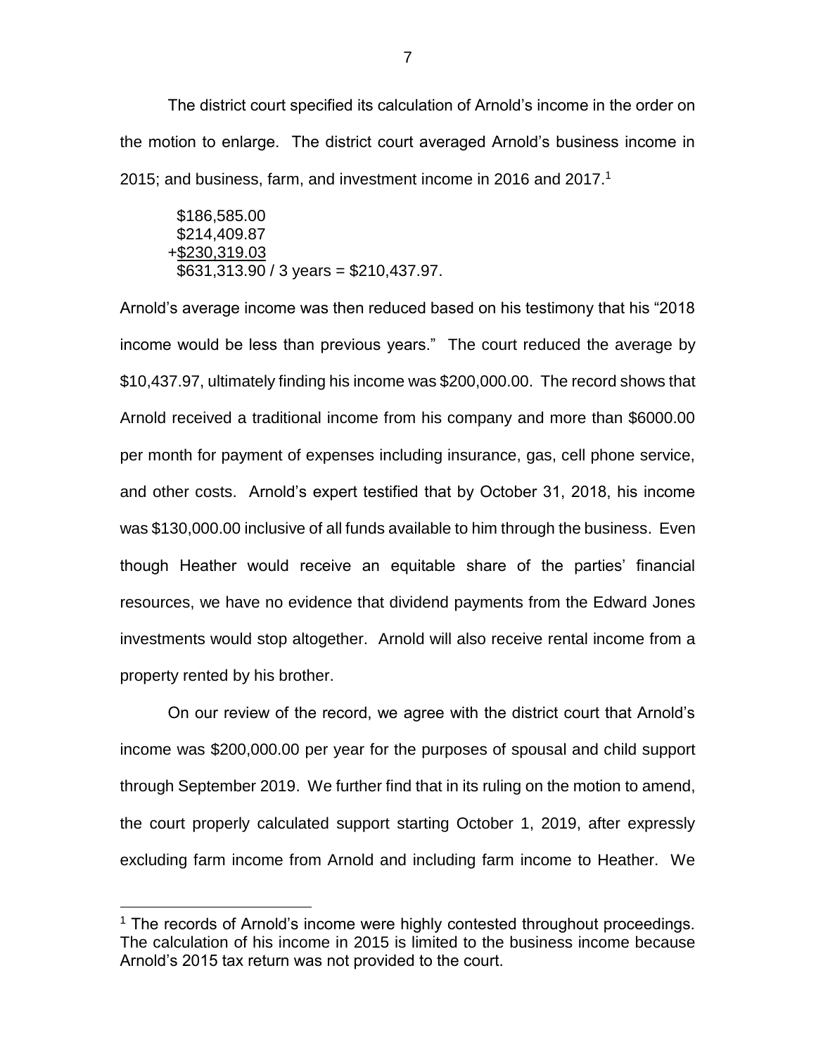The district court specified its calculation of Arnold's income in the order on the motion to enlarge. The district court averaged Arnold's business income in 2015; and business, farm, and investment income in 2016 and 2017.[1]

```
 $186,585.00
 $214,409.87
+$230,319.03
 $631,313.90 / 3 years = $210,437.97.
```

Arnold's average income was then reduced based on his testimony that his "2018 income would be less than previous years." The court reduced the average by $10,437.97, ultimately finding his income was $200,000.00. The record shows that Arnold received a traditional income from his company and more than $6000.00 per month for payment of expenses including insurance, gas, cell phone service, and other costs. Arnold's expert testified that by October 31, 2018, his income was $130,000.00 inclusive of all funds available to him through the business. Even though Heather would receive an equitable share of the parties' financial resources, we have no evidence that dividend payments from the Edward Jones investments would stop altogether. Arnold will also receive rental income from a property rented by his brother.

On our review of the record, we agree with the district court that Arnold's income was $200,000.00 per year for the purposes of spousal and child support through September 2019. We further find that in its ruling on the motion to amend, the court properly calculated support starting October 1, 2019, after expressly excluding farm income from Arnold and including farm income to Heather. We

[1] The records of Arnold's income were highly contested throughout proceedings. The calculation of his income in 2015 is limited to the business income because Arnold's 2015 tax return was not provided to the court.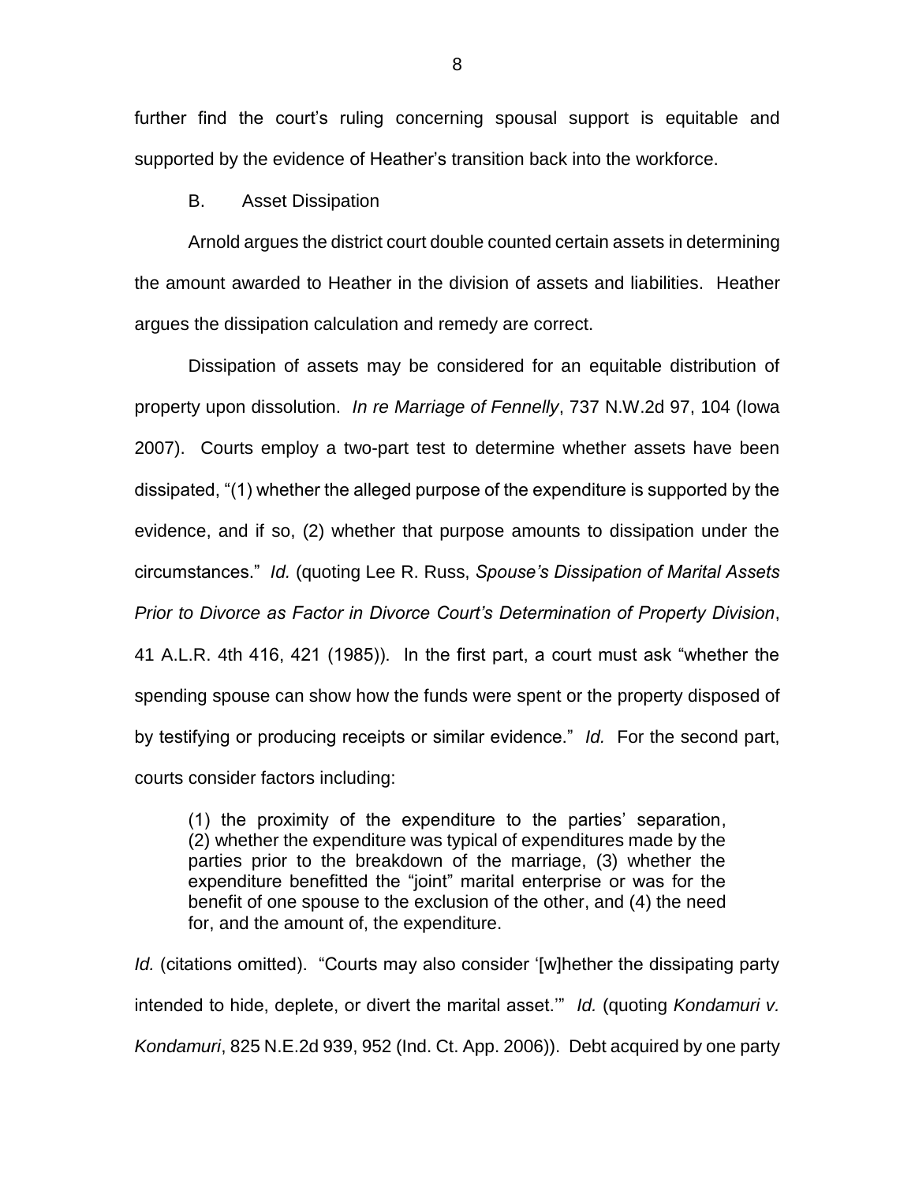further find the court's ruling concerning spousal support is equitable and supported by the evidence of Heather's transition back into the workforce.

B. Asset Dissipation

Arnold argues the district court double counted certain assets in determining the amount awarded to Heather in the division of assets and liabilities. Heather argues the dissipation calculation and remedy are correct.

Dissipation of assets may be considered for an equitable distribution of property upon dissolution. *In re Marriage of Fennelly*, 737 N.W.2d 97, 104 (Iowa 2007). Courts employ a two-part test to determine whether assets have been dissipated, "(1) whether the alleged purpose of the expenditure is supported by the evidence, and if so, (2) whether that purpose amounts to dissipation under the circumstances." *Id.* (quoting Lee R. Russ, *Spouse's Dissipation of Marital Assets Prior to Divorce as Factor in Divorce Court's Determination of Property Division*, 41 A.L.R. 4th 416, 421 (1985)). In the first part, a court must ask "whether the spending spouse can show how the funds were spent or the property disposed of by testifying or producing receipts or similar evidence." *Id.* For the second part, courts consider factors including:

> (1) the proximity of the expenditure to the parties' separation, (2) whether the expenditure was typical of expenditures made by the parties prior to the breakdown of the marriage, (3) whether the expenditure benefitted the "joint" marital enterprise or was for the benefit of one spouse to the exclusion of the other, and (4) the need for, and the amount of, the expenditure.

*Id.* (citations omitted). "Courts may also consider '[w]hether the dissipating party intended to hide, deplete, or divert the marital asset.'" *Id.* (quoting *Kondamuri v. Kondamuri*, 825 N.E.2d 939, 952 (Ind. Ct. App. 2006)). Debt acquired by one party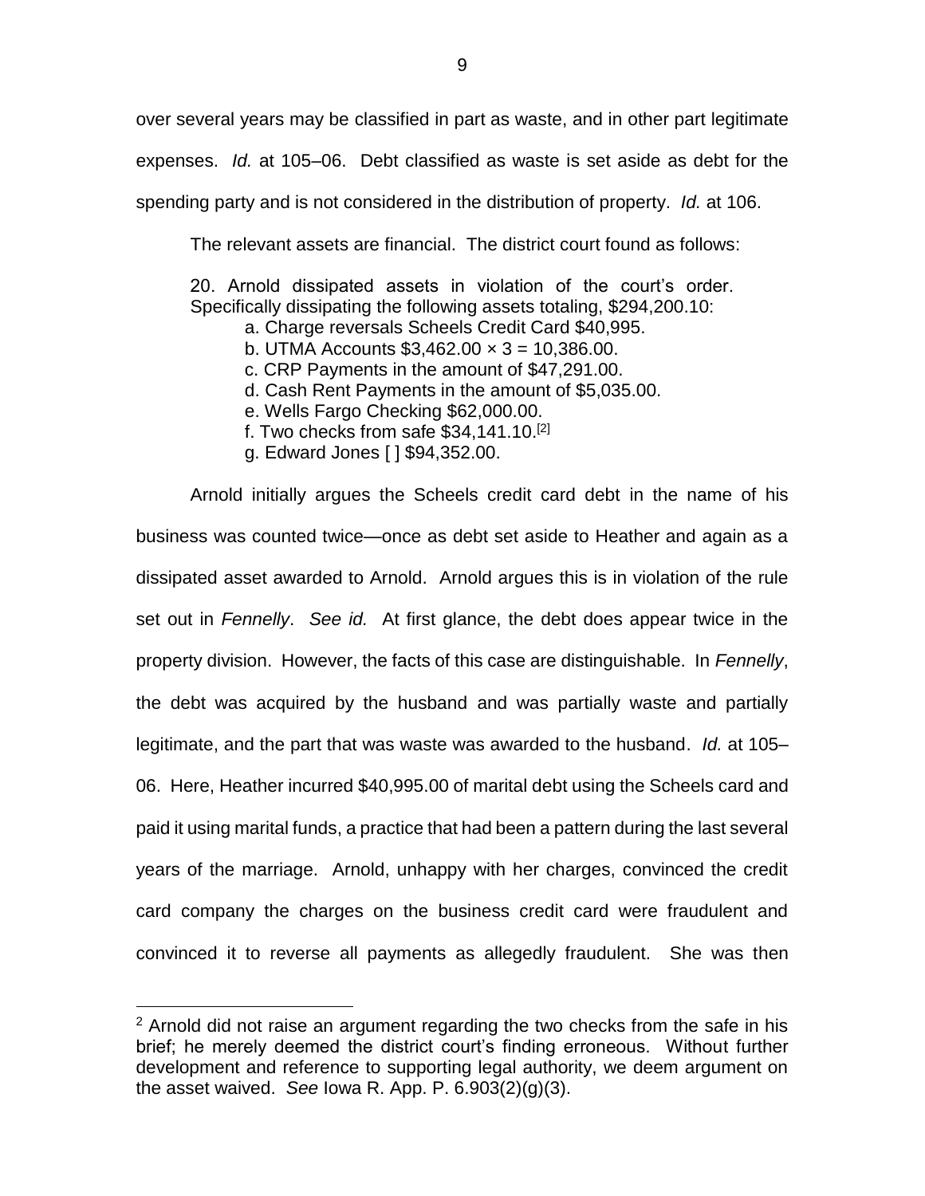over several years may be classified in part as waste, and in other part legitimate expenses. *Id.* at 105–06. Debt classified as waste is set aside as debt for the spending party and is not considered in the distribution of property. *Id.* at 106.

The relevant assets are financial. The district court found as follows:

> 20. Arnold dissipated assets in violation of the court's order. Specifically dissipating the following assets totaling, $294,200.10:
>
> a. Charge reversals Scheels Credit Card $40,995.
> b. UTMA Accounts $3,462.00 × 3 = 10,386.00.
> c. CRP Payments in the amount of $47,291.00.
> d. Cash Rent Payments in the amount of $5,035.00.
> e. Wells Fargo Checking $62,000.00.
> f. Two checks from safe $34,141.10.[2]
> g. Edward Jones [ ] $94,352.00.

Arnold initially argues the Scheels credit card debt in the name of his business was counted twice—once as debt set aside to Heather and again as a dissipated asset awarded to Arnold. Arnold argues this is in violation of the rule set out in *Fennelly*. *See id.* At first glance, the debt does appear twice in the property division. However, the facts of this case are distinguishable. In *Fennelly*, the debt was acquired by the husband and was partially waste and partially legitimate, and the part that was waste was awarded to the husband. *Id.* at 105–06. Here, Heather incurred $40,995.00 of marital debt using the Scheels card and paid it using marital funds, a practice that had been a pattern during the last several years of the marriage. Arnold, unhappy with her charges, convinced the credit card company the charges on the business credit card were fraudulent and convinced it to reverse all payments as allegedly fraudulent. She was then

---

[2] Arnold did not raise an argument regarding the two checks from the safe in his brief; he merely deemed the district court's finding erroneous. Without further development and reference to supporting legal authority, we deem argument on the asset waived. *See* Iowa R. App. P. 6.903(2)(g)(3).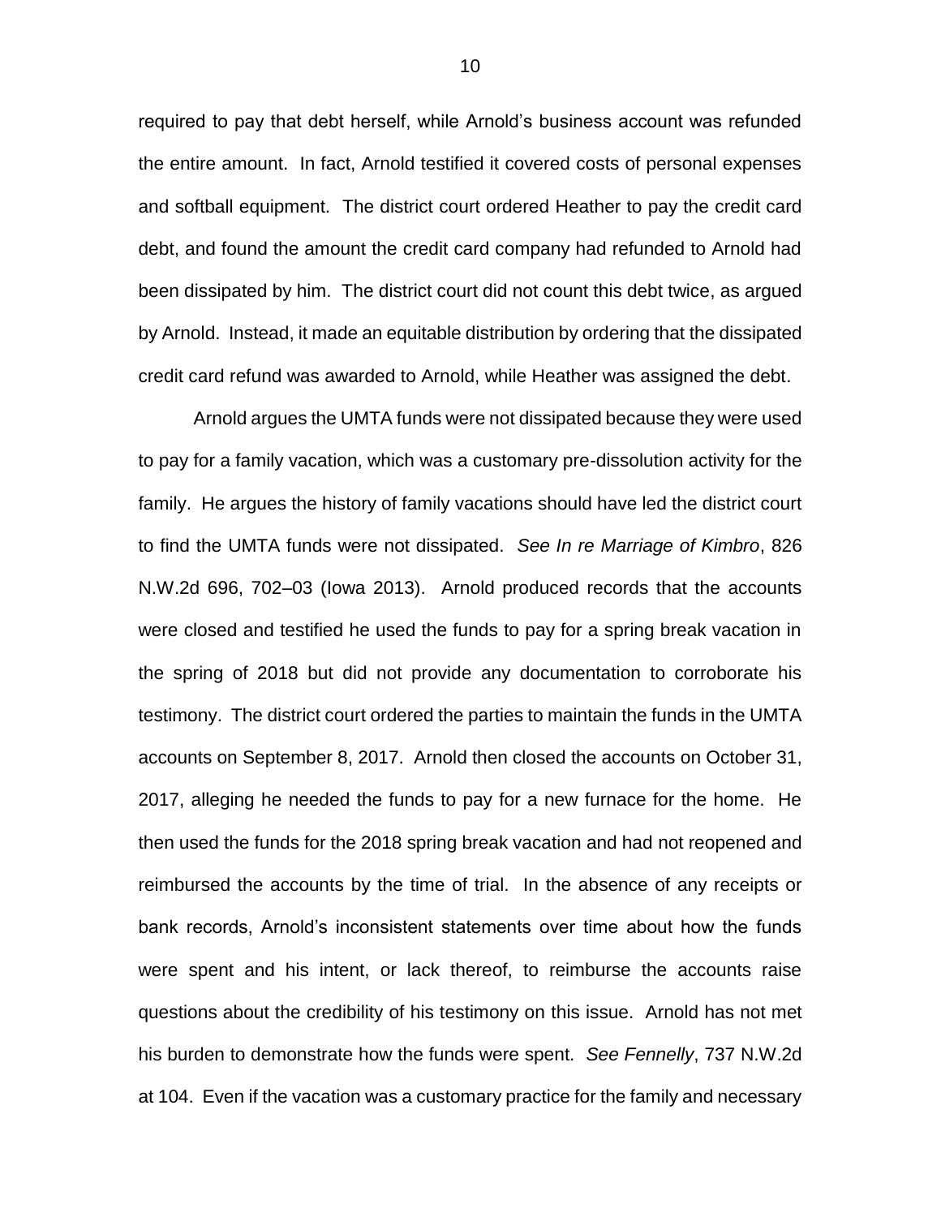required to pay that debt herself, while Arnold's business account was refunded the entire amount. In fact, Arnold testified it covered costs of personal expenses and softball equipment. The district court ordered Heather to pay the credit card debt, and found the amount the credit card company had refunded to Arnold had been dissipated by him. The district court did not count this debt twice, as argued by Arnold. Instead, it made an equitable distribution by ordering that the dissipated credit card refund was awarded to Arnold, while Heather was assigned the debt.

Arnold argues the UMTA funds were not dissipated because they were used to pay for a family vacation, which was a customary pre-dissolution activity for the family. He argues the history of family vacations should have led the district court to find the UMTA funds were not dissipated. *See In re Marriage of Kimbro*, 826 N.W.2d 696, 702–03 (Iowa 2013). Arnold produced records that the accounts were closed and testified he used the funds to pay for a spring break vacation in the spring of 2018 but did not provide any documentation to corroborate his testimony. The district court ordered the parties to maintain the funds in the UMTA accounts on September 8, 2017. Arnold then closed the accounts on October 31, 2017, alleging he needed the funds to pay for a new furnace for the home. He then used the funds for the 2018 spring break vacation and had not reopened and reimbursed the accounts by the time of trial. In the absence of any receipts or bank records, Arnold's inconsistent statements over time about how the funds were spent and his intent, or lack thereof, to reimburse the accounts raise questions about the credibility of his testimony on this issue. Arnold has not met his burden to demonstrate how the funds were spent. *See Fennelly*, 737 N.W.2d at 104. Even if the vacation was a customary practice for the family and necessary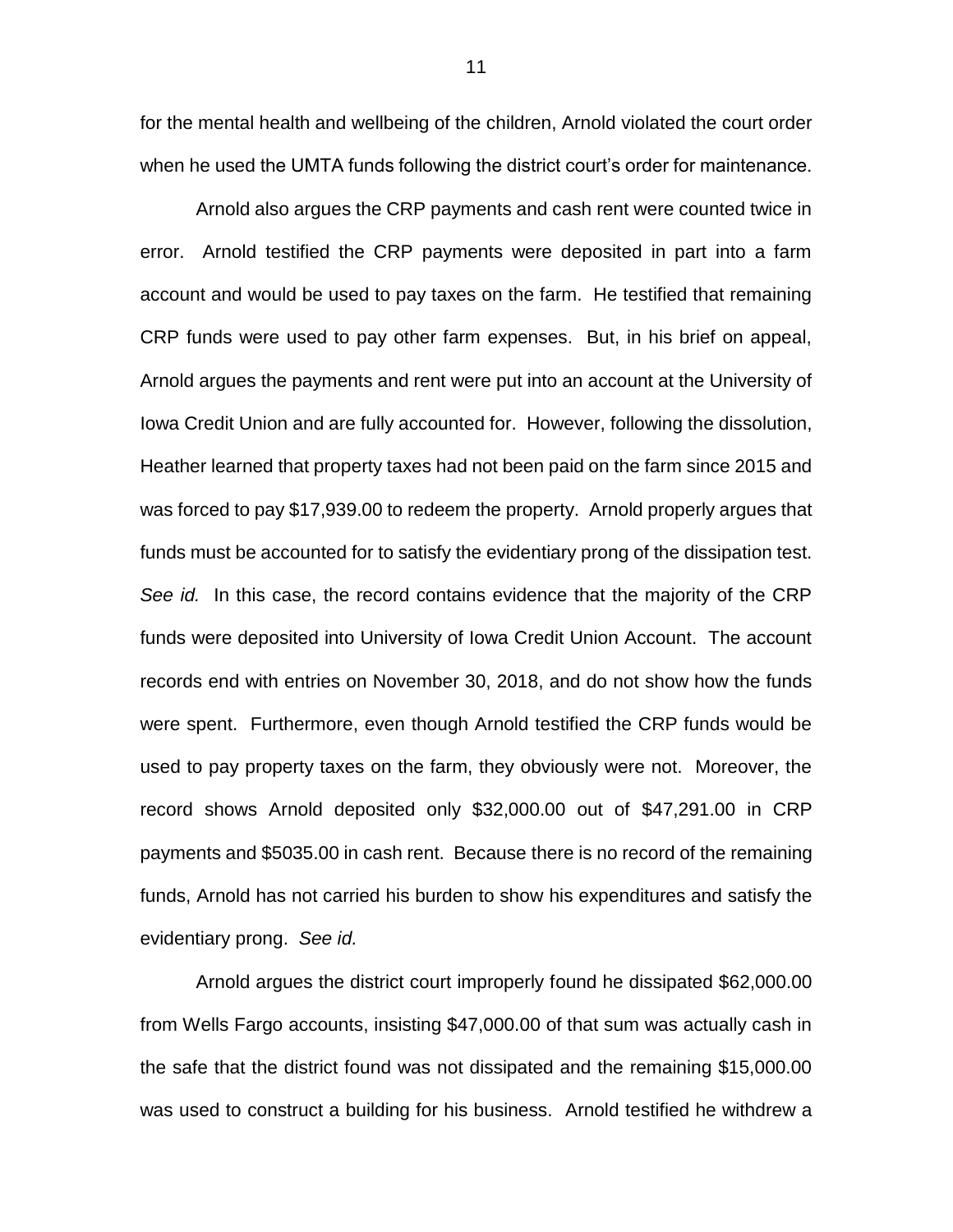for the mental health and wellbeing of the children, Arnold violated the court order when he used the UMTA funds following the district court's order for maintenance.

Arnold also argues the CRP payments and cash rent were counted twice in error. Arnold testified the CRP payments were deposited in part into a farm account and would be used to pay taxes on the farm. He testified that remaining CRP funds were used to pay other farm expenses. But, in his brief on appeal, Arnold argues the payments and rent were put into an account at the University of Iowa Credit Union and are fully accounted for. However, following the dissolution, Heather learned that property taxes had not been paid on the farm since 2015 and was forced to pay $17,939.00 to redeem the property. Arnold properly argues that funds must be accounted for to satisfy the evidentiary prong of the dissipation test. *See id.* In this case, the record contains evidence that the majority of the CRP funds were deposited into University of Iowa Credit Union Account. The account records end with entries on November 30, 2018, and do not show how the funds were spent. Furthermore, even though Arnold testified the CRP funds would be used to pay property taxes on the farm, they obviously were not. Moreover, the record shows Arnold deposited only $32,000.00 out of $47,291.00 in CRP payments and $5035.00 in cash rent. Because there is no record of the remaining funds, Arnold has not carried his burden to show his expenditures and satisfy the evidentiary prong. *See id.*

Arnold argues the district court improperly found he dissipated $62,000.00 from Wells Fargo accounts, insisting $47,000.00 of that sum was actually cash in the safe that the district found was not dissipated and the remaining $15,000.00 was used to construct a building for his business. Arnold testified he withdrew a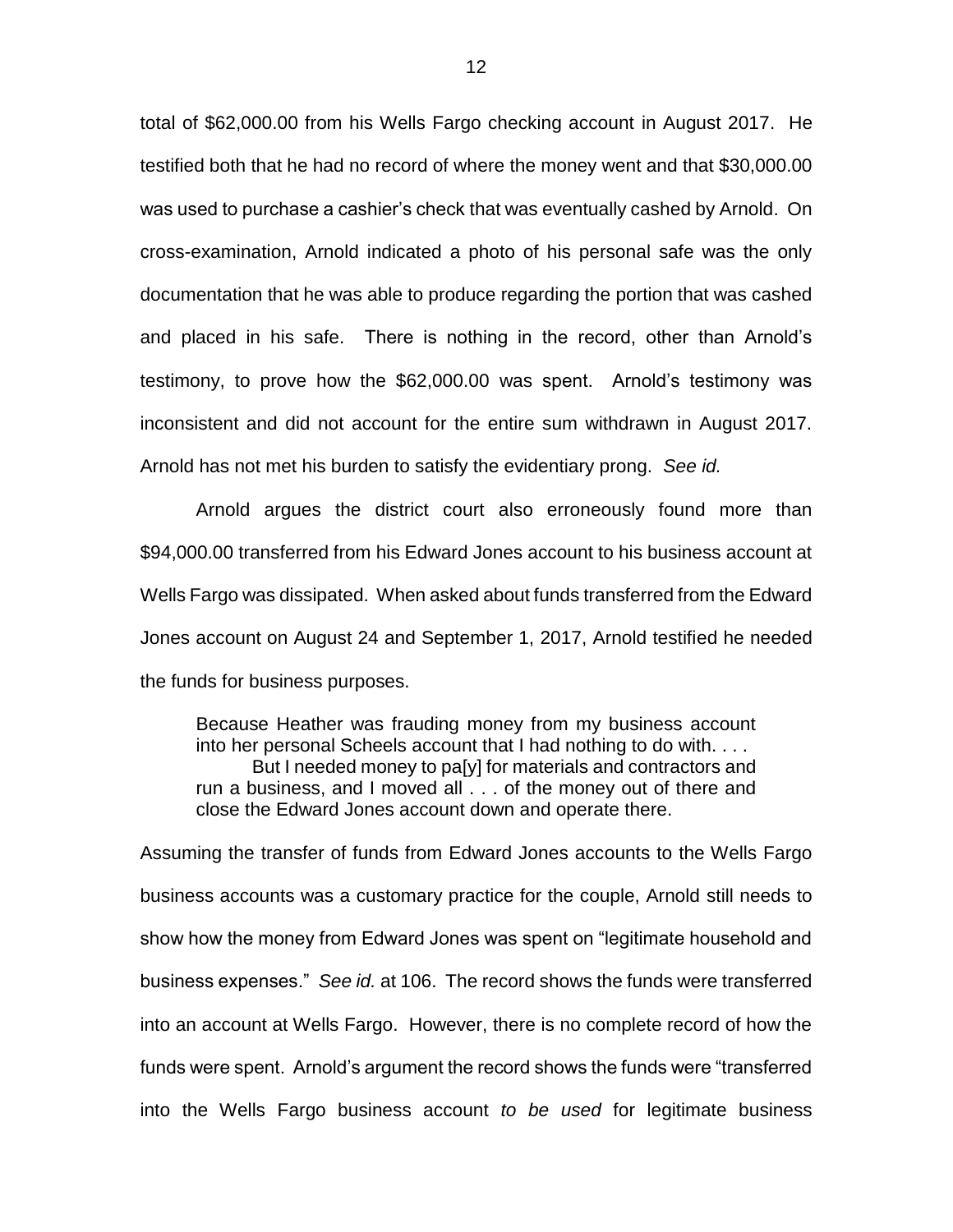total of \$62,000.00 from his Wells Fargo checking account in August 2017. He testified both that he had no record of where the money went and that \$30,000.00 was used to purchase a cashier's check that was eventually cashed by Arnold. On cross-examination, Arnold indicated a photo of his personal safe was the only documentation that he was able to produce regarding the portion that was cashed and placed in his safe. There is nothing in the record, other than Arnold's testimony, to prove how the \$62,000.00 was spent. Arnold's testimony was inconsistent and did not account for the entire sum withdrawn in August 2017. Arnold has not met his burden to satisfy the evidentiary prong. *See id.*

Arnold argues the district court also erroneously found more than \$94,000.00 transferred from his Edward Jones account to his business account at Wells Fargo was dissipated. When asked about funds transferred from the Edward Jones account on August 24 and September 1, 2017, Arnold testified he needed the funds for business purposes.

> Because Heather was frauding money from my business account into her personal Scheels account that I had nothing to do with. . . .
>
> But I needed money to pa[y] for materials and contractors and run a business, and I moved all . . . of the money out of there and close the Edward Jones account down and operate there.

Assuming the transfer of funds from Edward Jones accounts to the Wells Fargo business accounts was a customary practice for the couple, Arnold still needs to show how the money from Edward Jones was spent on "legitimate household and business expenses." *See id.* at 106. The record shows the funds were transferred into an account at Wells Fargo. However, there is no complete record of how the funds were spent. Arnold's argument the record shows the funds were "transferred into the Wells Fargo business account *to be used* for legitimate business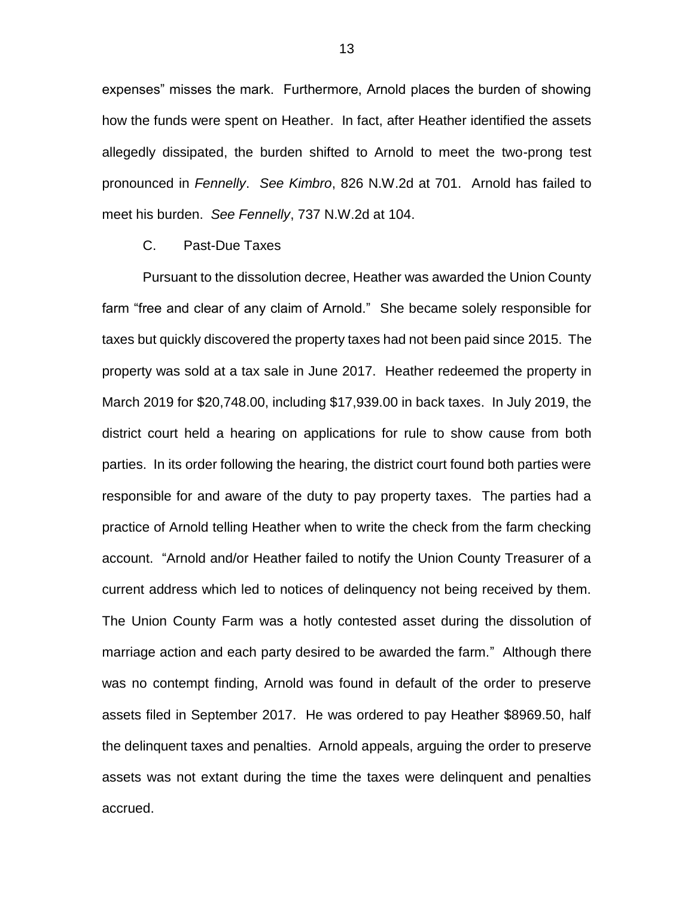expenses" misses the mark. Furthermore, Arnold places the burden of showing how the funds were spent on Heather. In fact, after Heather identified the assets allegedly dissipated, the burden shifted to Arnold to meet the two-prong test pronounced in *Fennelly*. *See Kimbro*, 826 N.W.2d at 701. Arnold has failed to meet his burden. *See Fennelly*, 737 N.W.2d at 104.

C. Past-Due Taxes

Pursuant to the dissolution decree, Heather was awarded the Union County farm "free and clear of any claim of Arnold." She became solely responsible for taxes but quickly discovered the property taxes had not been paid since 2015. The property was sold at a tax sale in June 2017. Heather redeemed the property in March 2019 for $20,748.00, including $17,939.00 in back taxes. In July 2019, the district court held a hearing on applications for rule to show cause from both parties. In its order following the hearing, the district court found both parties were responsible for and aware of the duty to pay property taxes. The parties had a practice of Arnold telling Heather when to write the check from the farm checking account. "Arnold and/or Heather failed to notify the Union County Treasurer of a current address which led to notices of delinquency not being received by them. The Union County Farm was a hotly contested asset during the dissolution of marriage action and each party desired to be awarded the farm." Although there was no contempt finding, Arnold was found in default of the order to preserve assets filed in September 2017. He was ordered to pay Heather $8969.50, half the delinquent taxes and penalties. Arnold appeals, arguing the order to preserve assets was not extant during the time the taxes were delinquent and penalties accrued.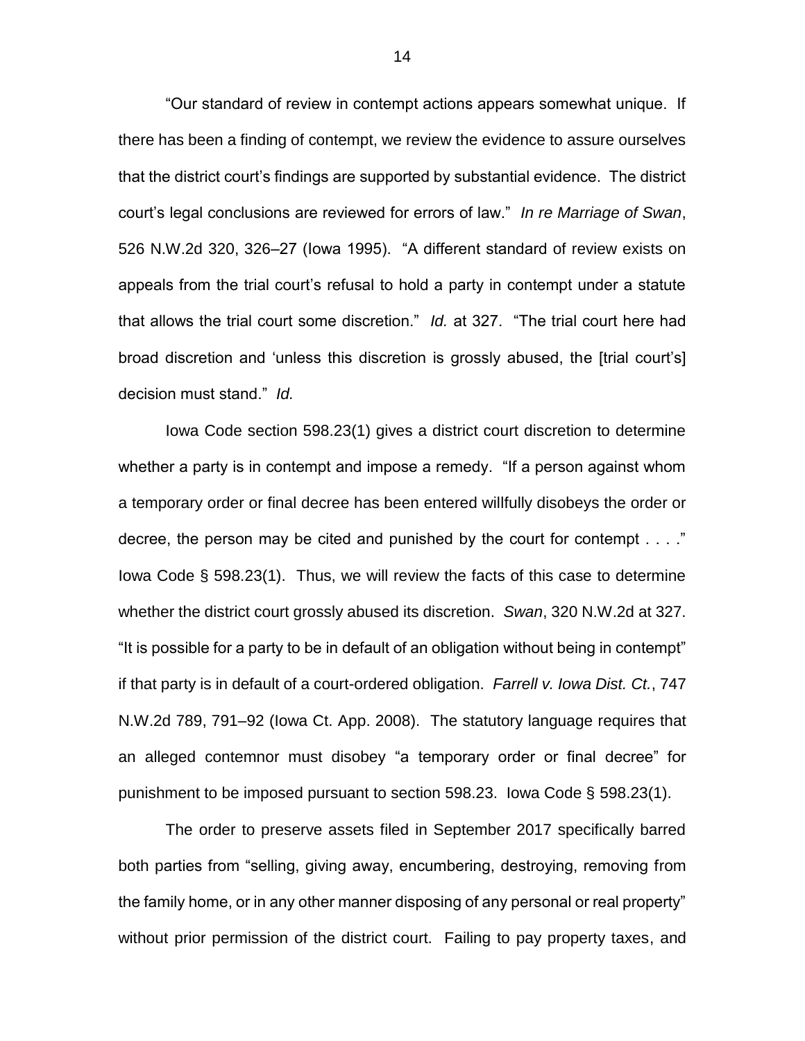"Our standard of review in contempt actions appears somewhat unique. If there has been a finding of contempt, we review the evidence to assure ourselves that the district court's findings are supported by substantial evidence. The district court's legal conclusions are reviewed for errors of law." *In re Marriage of Swan*, 526 N.W.2d 320, 326–27 (Iowa 1995). "A different standard of review exists on appeals from the trial court's refusal to hold a party in contempt under a statute that allows the trial court some discretion." *Id.* at 327. "The trial court here had broad discretion and 'unless this discretion is grossly abused, the [trial court's] decision must stand." *Id.*

Iowa Code section 598.23(1) gives a district court discretion to determine whether a party is in contempt and impose a remedy. "If a person against whom a temporary order or final decree has been entered willfully disobeys the order or decree, the person may be cited and punished by the court for contempt . . . ." Iowa Code § 598.23(1). Thus, we will review the facts of this case to determine whether the district court grossly abused its discretion. *Swan*, 320 N.W.2d at 327. "It is possible for a party to be in default of an obligation without being in contempt" if that party is in default of a court-ordered obligation. *Farrell v. Iowa Dist. Ct.*, 747 N.W.2d 789, 791–92 (Iowa Ct. App. 2008). The statutory language requires that an alleged contemnor must disobey "a temporary order or final decree" for punishment to be imposed pursuant to section 598.23. Iowa Code § 598.23(1).

The order to preserve assets filed in September 2017 specifically barred both parties from "selling, giving away, encumbering, destroying, removing from the family home, or in any other manner disposing of any personal or real property" without prior permission of the district court. Failing to pay property taxes, and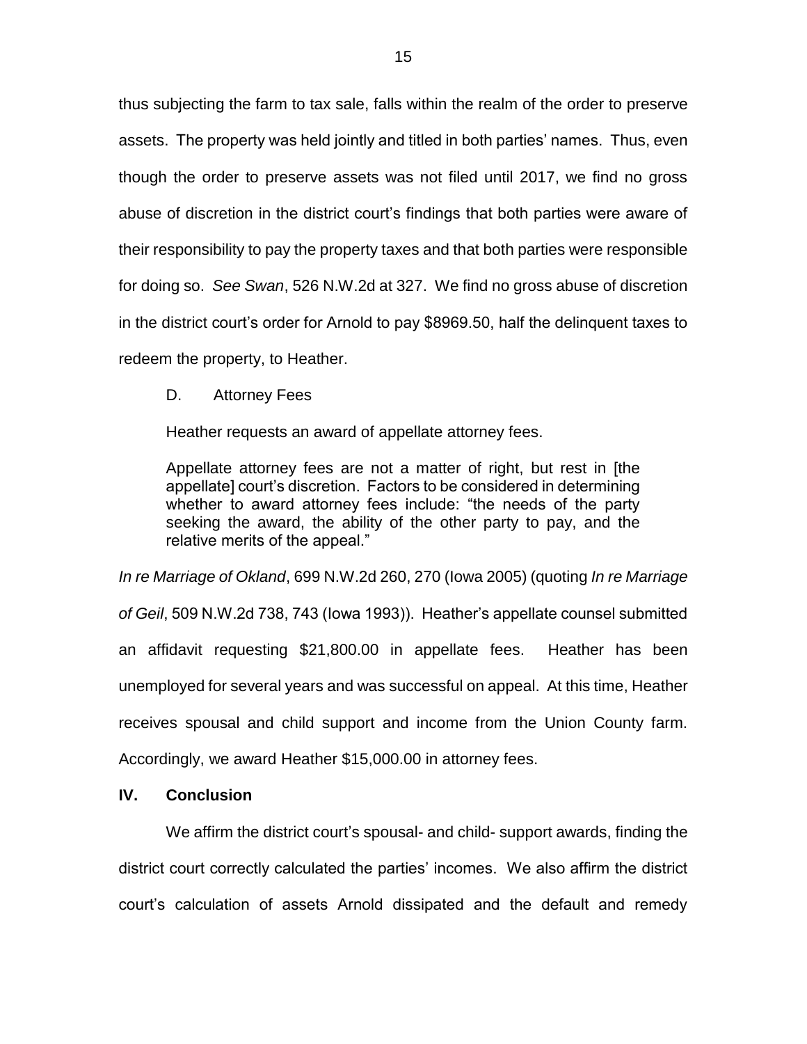thus subjecting the farm to tax sale, falls within the realm of the order to preserve assets. The property was held jointly and titled in both parties' names. Thus, even though the order to preserve assets was not filed until 2017, we find no gross abuse of discretion in the district court's findings that both parties were aware of their responsibility to pay the property taxes and that both parties were responsible for doing so. *See Swan*, 526 N.W.2d at 327. We find no gross abuse of discretion in the district court's order for Arnold to pay $8969.50, half the delinquent taxes to redeem the property, to Heather.

D. Attorney Fees

Heather requests an award of appellate attorney fees.

> Appellate attorney fees are not a matter of right, but rest in [the appellate] court's discretion. Factors to be considered in determining whether to award attorney fees include: "the needs of the party seeking the award, the ability of the other party to pay, and the relative merits of the appeal."

*In re Marriage of Okland*, 699 N.W.2d 260, 270 (Iowa 2005) (quoting *In re Marriage of Geil*, 509 N.W.2d 738, 743 (Iowa 1993)). Heather's appellate counsel submitted an affidavit requesting $21,800.00 in appellate fees. Heather has been unemployed for several years and was successful on appeal. At this time, Heather receives spousal and child support and income from the Union County farm. Accordingly, we award Heather $15,000.00 in attorney fees.

## IV. Conclusion

We affirm the district court's spousal- and child- support awards, finding the district court correctly calculated the parties' incomes. We also affirm the district court's calculation of assets Arnold dissipated and the default and remedy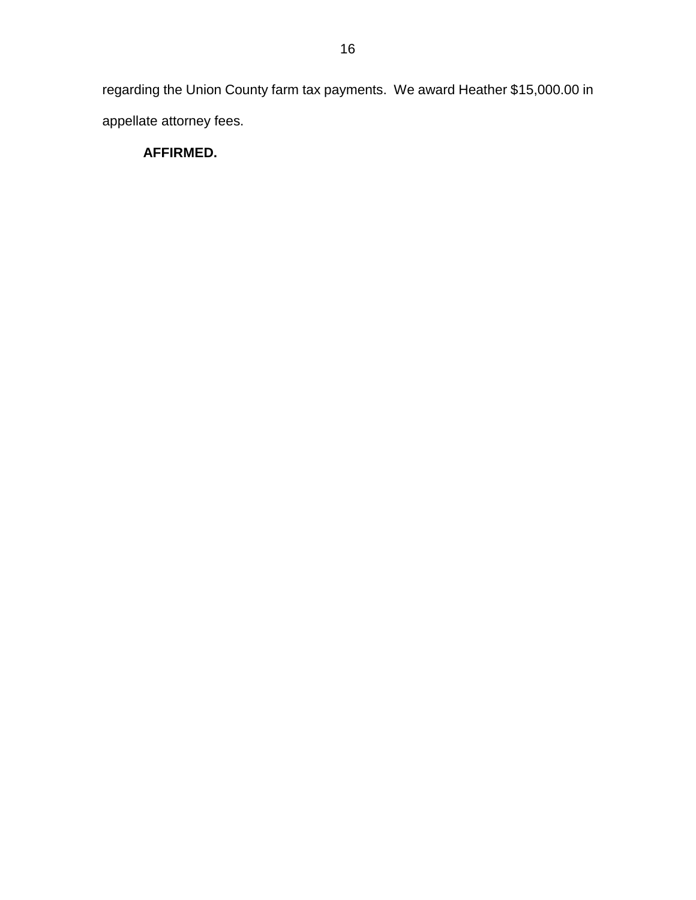regarding the Union County farm tax payments. We award Heather $15,000.00 in appellate attorney fees.

**AFFIRMED.**